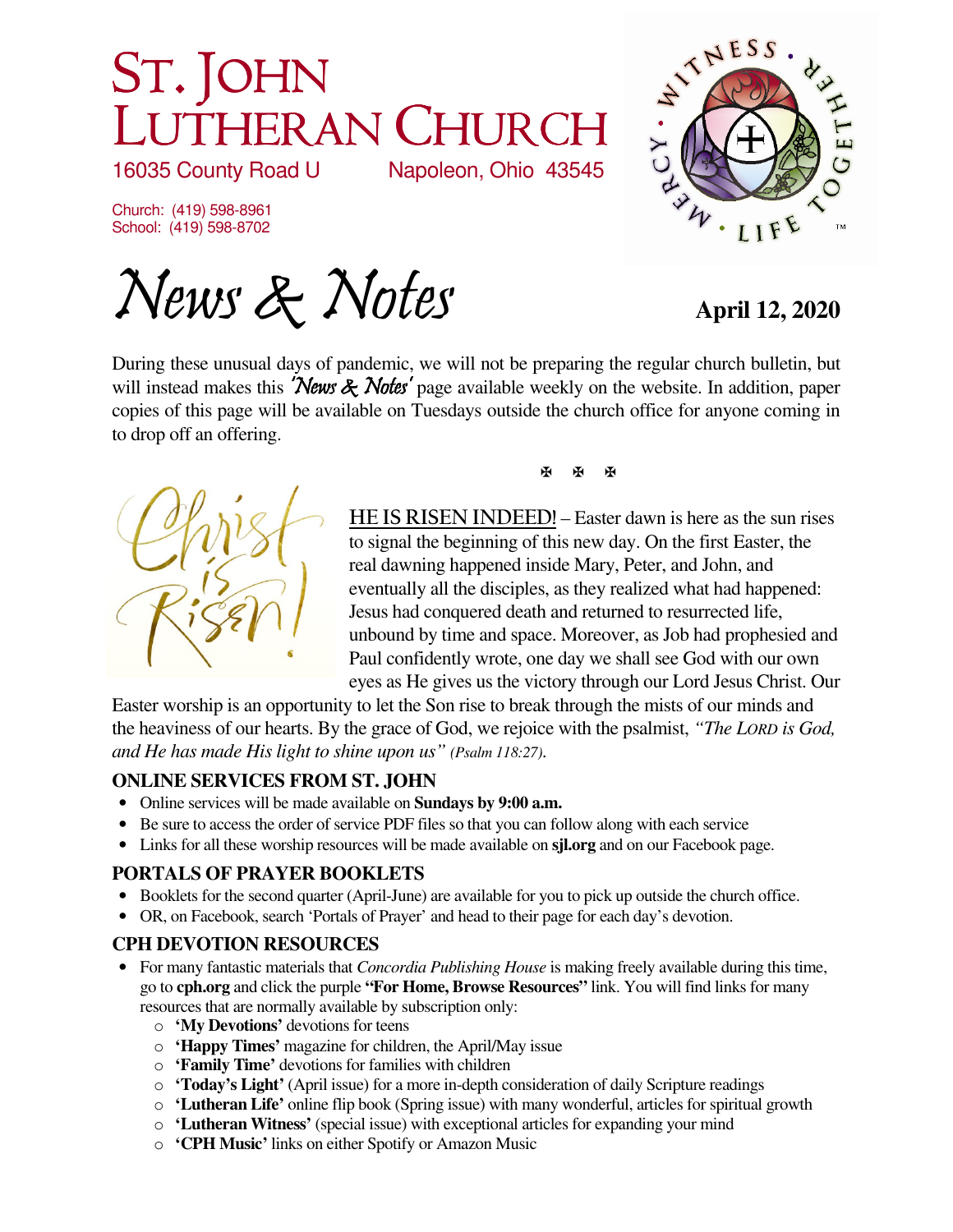# St. John Lutheran Church

16035 County Road U Napoleon, Ohio 43545

Church: (419) 598-8961
School: (419) 598-8702

# *News & Notes*

**April 12, 2020**

During these unusual days of pandemic, we will not be preparing the regular church bulletin, but will instead makes this *'News & Notes'* page available weekly on the website. In addition, paper copies of this page will be available on Tuesdays outside the church office for anyone coming in to drop off an offering.

✠ ✠ ✠

HE IS RISEN INDEED! – Easter dawn is here as the sun rises to signal the beginning of this new day. On the first Easter, the real dawning happened inside Mary, Peter, and John, and eventually all the disciples, as they realized what had happened: Jesus had conquered death and returned to resurrected life, unbound by time and space. Moreover, as Job had prophesied and Paul confidently wrote, one day we shall see God with our own eyes as He gives us the victory through our Lord Jesus Christ. Our Easter worship is an opportunity to let the Son rise to break through the mists of our minds and the heaviness of our hearts. By the grace of God, we rejoice with the psalmist, *"The LORD is God, and He has made His light to shine upon us" (Psalm 118:27)*.

### ONLINE SERVICES FROM ST. JOHN

- Online services will be made available on **Sundays by 9:00 a.m.**
- Be sure to access the order of service PDF files so that you can follow along with each service
- Links for all these worship resources will be made available on **sjl.org** and on our Facebook page.

### PORTALS OF PRAYER BOOKLETS

- Booklets for the second quarter (April-June) are available for you to pick up outside the church office.
- OR, on Facebook, search 'Portals of Prayer' and head to their page for each day's devotion.

### CPH DEVOTION RESOURCES

- For many fantastic materials that *Concordia Publishing House* is making freely available during this time, go to **cph.org** and click the purple **"For Home, Browse Resources"** link. You will find links for many resources that are normally available by subscription only:
  - **'My Devotions'** devotions for teens
  - **'Happy Times'** magazine for children, the April/May issue
  - **'Family Time'** devotions for families with children
  - **'Today's Light'** (April issue) for a more in-depth consideration of daily Scripture readings
  - **'Lutheran Life'** online flip book (Spring issue) with many wonderful, articles for spiritual growth
  - **'Lutheran Witness'** (special issue) with exceptional articles for expanding your mind
  - **'CPH Music'** links on either Spotify or Amazon Music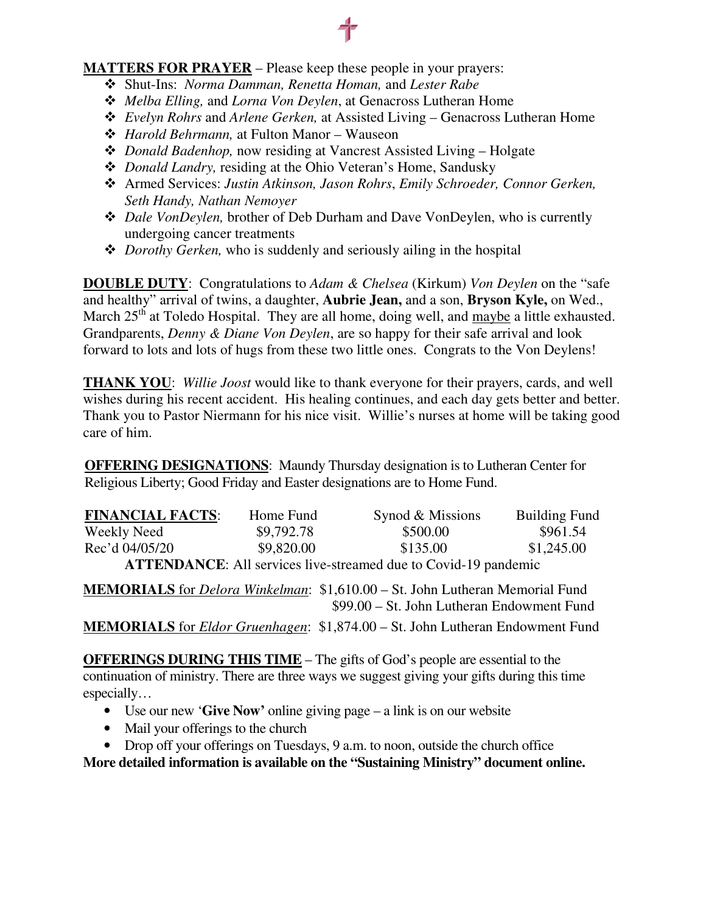**MATTERS FOR PRAYER** – Please keep these people in your prayers:

- Shut-Ins: *Norma Damman, Renetta Homan,* and *Lester Rabe*
- *Melba Elling,* and *Lorna Von Deylen*, at Genacross Lutheran Home
- *Evelyn Rohrs* and *Arlene Gerken,* at Assisted Living – Genacross Lutheran Home
- *Harold Behrmann,* at Fulton Manor – Wauseon
- *Donald Badenhop,* now residing at Vancrest Assisted Living – Holgate
- *Donald Landry,* residing at the Ohio Veteran's Home, Sandusky
- Armed Services: *Justin Atkinson, Jason Rohrs*, *Emily Schroeder, Connor Gerken, Seth Handy, Nathan Nemoyer*
- *Dale VonDeylen,* brother of Deb Durham and Dave VonDeylen, who is currently undergoing cancer treatments
- *Dorothy Gerken,* who is suddenly and seriously ailing in the hospital

**DOUBLE DUTY**: Congratulations to *Adam & Chelsea* (Kirkum) *Von Deylen* on the "safe and healthy" arrival of twins, a daughter, **Aubrie Jean,** and a son, **Bryson Kyle,** on Wed., March 25th at Toledo Hospital. They are all home, doing well, and maybe a little exhausted. Grandparents, *Denny & Diane Von Deylen*, are so happy for their safe arrival and look forward to lots and lots of hugs from these two little ones. Congrats to the Von Deylens!

**THANK YOU**: *Willie Joost* would like to thank everyone for their prayers, cards, and well wishes during his recent accident. His healing continues, and each day gets better and better. Thank you to Pastor Niermann for his nice visit. Willie's nurses at home will be taking good care of him.

**OFFERING DESIGNATIONS**: Maundy Thursday designation is to Lutheran Center for Religious Liberty; Good Friday and Easter designations are to Home Fund.

| **FINANCIAL FACTS**: | Home Fund | Synod & Missions | Building Fund |
|---|---|---|---|
| Weekly Need | $9,792.78 | $500.00 | $961.54 |
| Rec'd 04/05/20 | $9,820.00 | $135.00 | $1,245.00 |

**ATTENDANCE**: All services live-streamed due to Covid-19 pandemic

**MEMORIALS** for *Delora Winkelman*: $1,610.00 – St. John Lutheran Memorial Fund
$99.00 – St. John Lutheran Endowment Fund

**MEMORIALS** for *Eldor Gruenhagen*: $1,874.00 – St. John Lutheran Endowment Fund

**OFFERINGS DURING THIS TIME** – The gifts of God's people are essential to the continuation of ministry. There are three ways we suggest giving your gifts during this time especially…

- Use our new '**Give Now'** online giving page – a link is on our website
- Mail your offerings to the church
- Drop off your offerings on Tuesdays, 9 a.m. to noon, outside the church office

**More detailed information is available on the "Sustaining Ministry" document online.**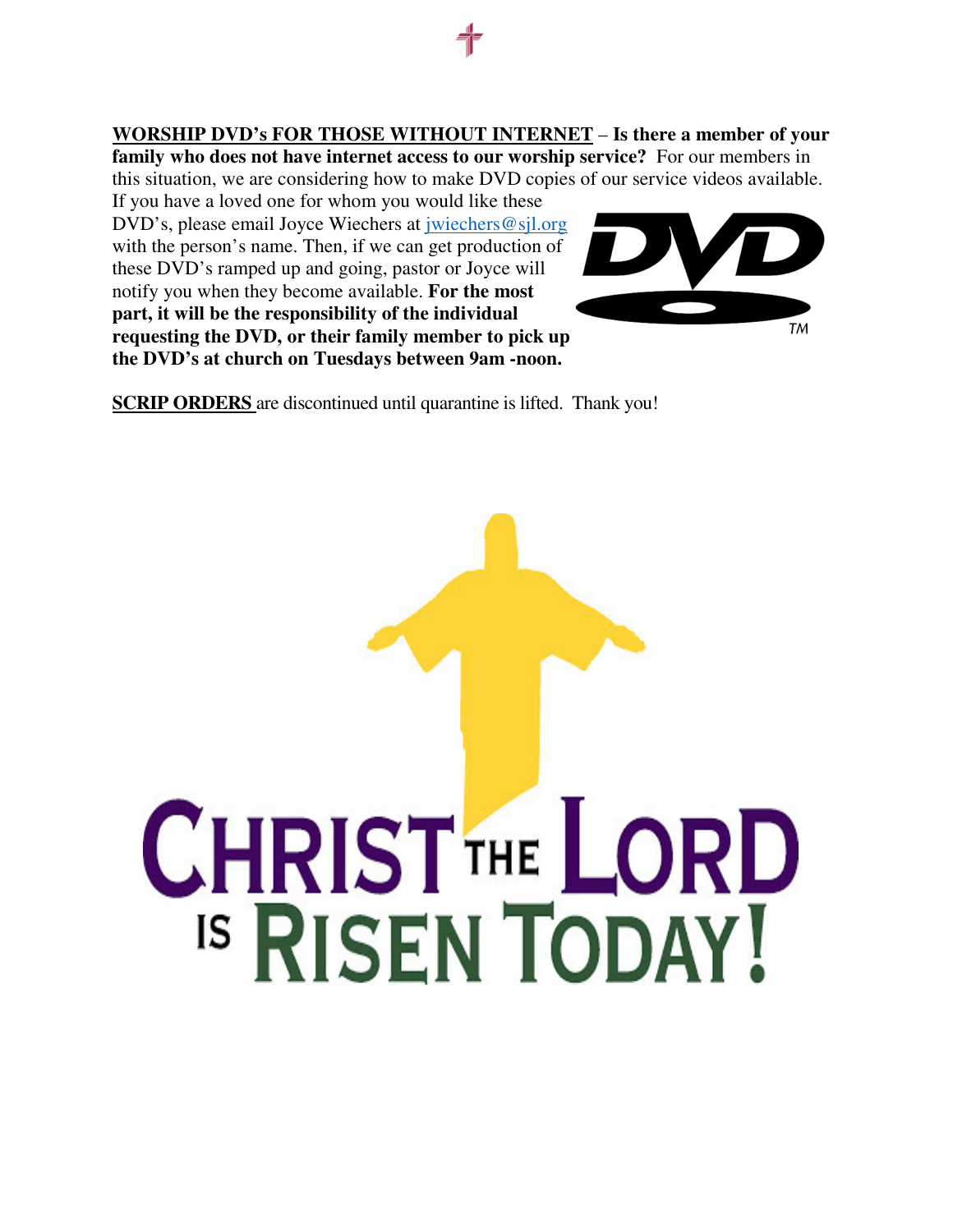**<u>WORSHIP DVD's FOR THOSE WITHOUT INTERNET</u> – Is there a member of your family who does not have internet access to our worship service?** For our members in this situation, we are considering how to make DVD copies of our service videos available. If you have a loved one for whom you would like these DVD's, please email Joyce Wiechers at jwiechers@sjl.org with the person's name. Then, if we can get production of these DVD's ramped up and going, pastor or Joyce will notify you when they become available. **For the most part, it will be the responsibility of the individual requesting the DVD, or their family member to pick up the DVD's at church on Tuesdays between 9am -noon.**

**<u>SCRIP ORDERS</u>** are discontinued until quarantine is lifted. Thank you!

CHRIST THE LORD IS RISEN TODAY!